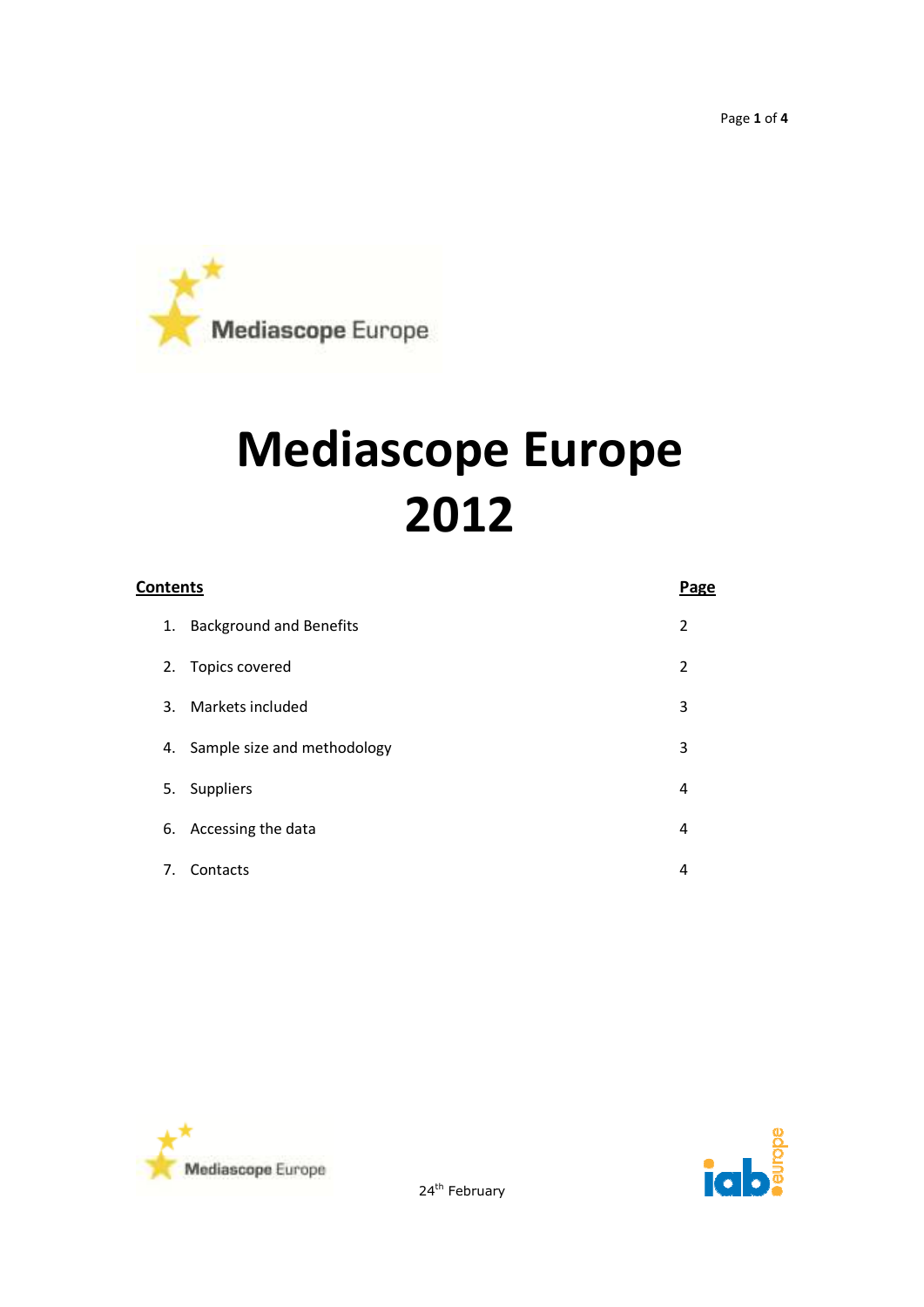# Mediascope Europe 2012

| Contents | Page |
| --- | --- |
| 1. Background and Benefits | 2 |
| 2. Topics covered | 2 |
| 3. Markets included | 3 |
| 4. Sample size and methodology | 3 |
| 5. Suppliers | 4 |
| 6. Accessing the data | 4 |
| 7. Contacts | 4 |

24th February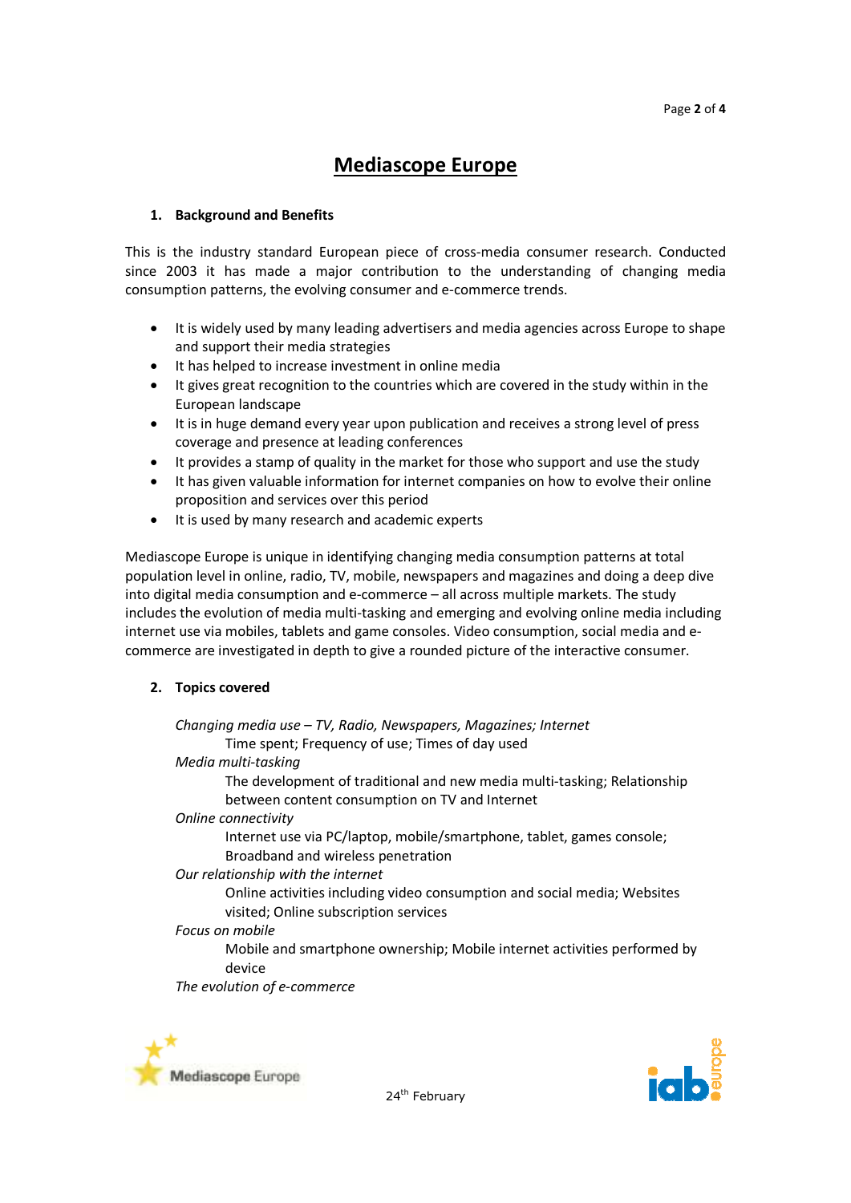# Mediascope Europe

## 1. Background and Benefits

This is the industry standard European piece of cross-media consumer research. Conducted since 2003 it has made a major contribution to the understanding of changing media consumption patterns, the evolving consumer and e-commerce trends.

- It is widely used by many leading advertisers and media agencies across Europe to shape and support their media strategies
- It has helped to increase investment in online media
- It gives great recognition to the countries which are covered in the study within in the European landscape
- It is in huge demand every year upon publication and receives a strong level of press coverage and presence at leading conferences
- It provides a stamp of quality in the market for those who support and use the study
- It has given valuable information for internet companies on how to evolve their online proposition and services over this period
- It is used by many research and academic experts

Mediascope Europe is unique in identifying changing media consumption patterns at total population level in online, radio, TV, mobile, newspapers and magazines and doing a deep dive into digital media consumption and e-commerce – all across multiple markets. The study includes the evolution of media multi-tasking and emerging and evolving online media including internet use via mobiles, tablets and game consoles. Video consumption, social media and e-commerce are investigated in depth to give a rounded picture of the interactive consumer.

## 2. Topics covered

*Changing media use – TV, Radio, Newspapers, Magazines; Internet*

Time spent; Frequency of use; Times of day used

*Media multi-tasking*

The development of traditional and new media multi-tasking; Relationship between content consumption on TV and Internet

*Online connectivity*

Internet use via PC/laptop, mobile/smartphone, tablet, games console; Broadband and wireless penetration

*Our relationship with the internet*

Online activities including video consumption and social media; Websites visited; Online subscription services

*Focus on mobile*

Mobile and smartphone ownership; Mobile internet activities performed by device

*The evolution of e-commerce*

24th February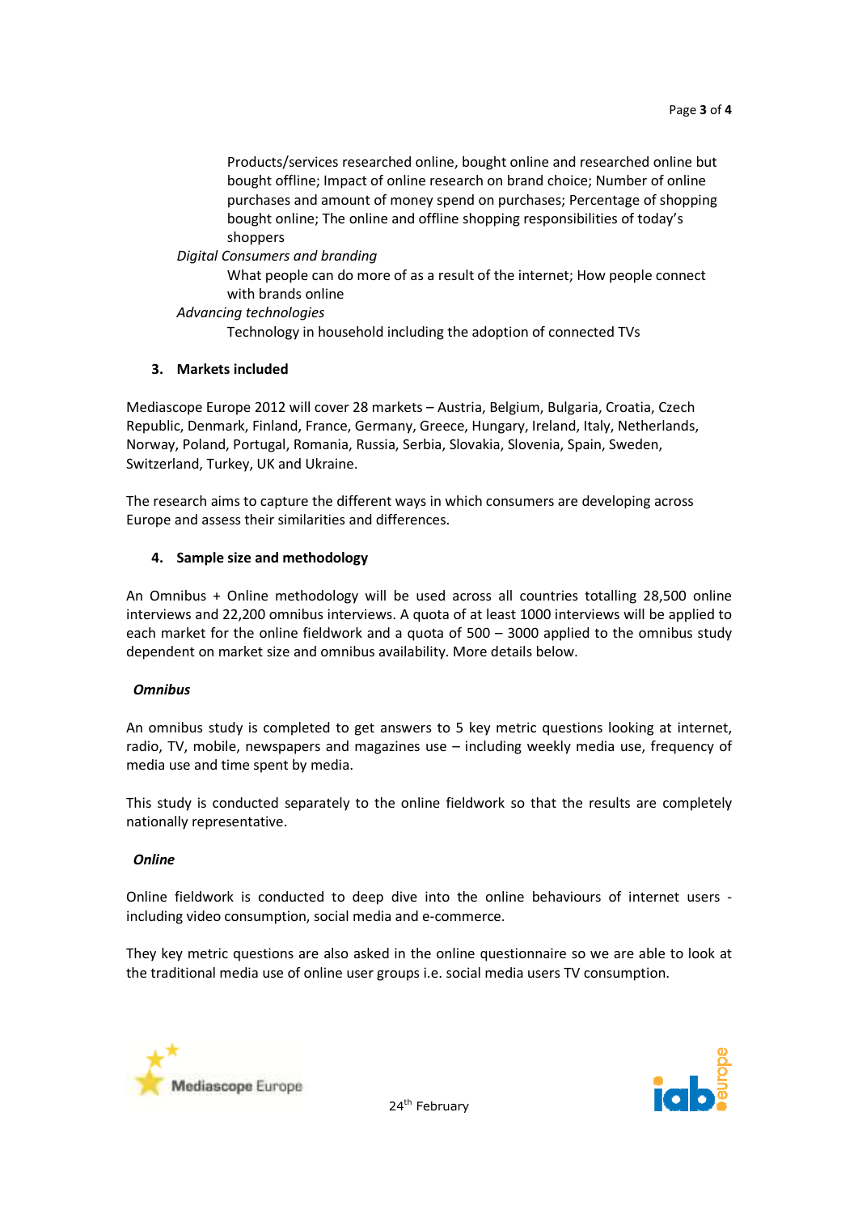Products/services researched online, bought online and researched online but bought offline; Impact of online research on brand choice; Number of online purchases and amount of money spend on purchases; Percentage of shopping bought online; The online and offline shopping responsibilities of today's shoppers

*Digital Consumers and branding*

What people can do more of as a result of the internet; How people connect with brands online

*Advancing technologies*

Technology in household including the adoption of connected TVs

## 3. Markets included

Mediascope Europe 2012 will cover 28 markets – Austria, Belgium, Bulgaria, Croatia, Czech Republic, Denmark, Finland, France, Germany, Greece, Hungary, Ireland, Italy, Netherlands, Norway, Poland, Portugal, Romania, Russia, Serbia, Slovakia, Slovenia, Spain, Sweden, Switzerland, Turkey, UK and Ukraine.

The research aims to capture the different ways in which consumers are developing across Europe and assess their similarities and differences.

## 4. Sample size and methodology

An Omnibus + Online methodology will be used across all countries totalling 28,500 online interviews and 22,200 omnibus interviews. A quota of at least 1000 interviews will be applied to each market for the online fieldwork and a quota of 500 – 3000 applied to the omnibus study dependent on market size and omnibus availability. More details below.

### *Omnibus*

An omnibus study is completed to get answers to 5 key metric questions looking at internet, radio, TV, mobile, newspapers and magazines use – including weekly media use, frequency of media use and time spent by media.

This study is conducted separately to the online fieldwork so that the results are completely nationally representative.

### *Online*

Online fieldwork is conducted to deep dive into the online behaviours of internet users - including video consumption, social media and e-commerce.

They key metric questions are also asked in the online questionnaire so we are able to look at the traditional media use of online user groups i.e. social media users TV consumption.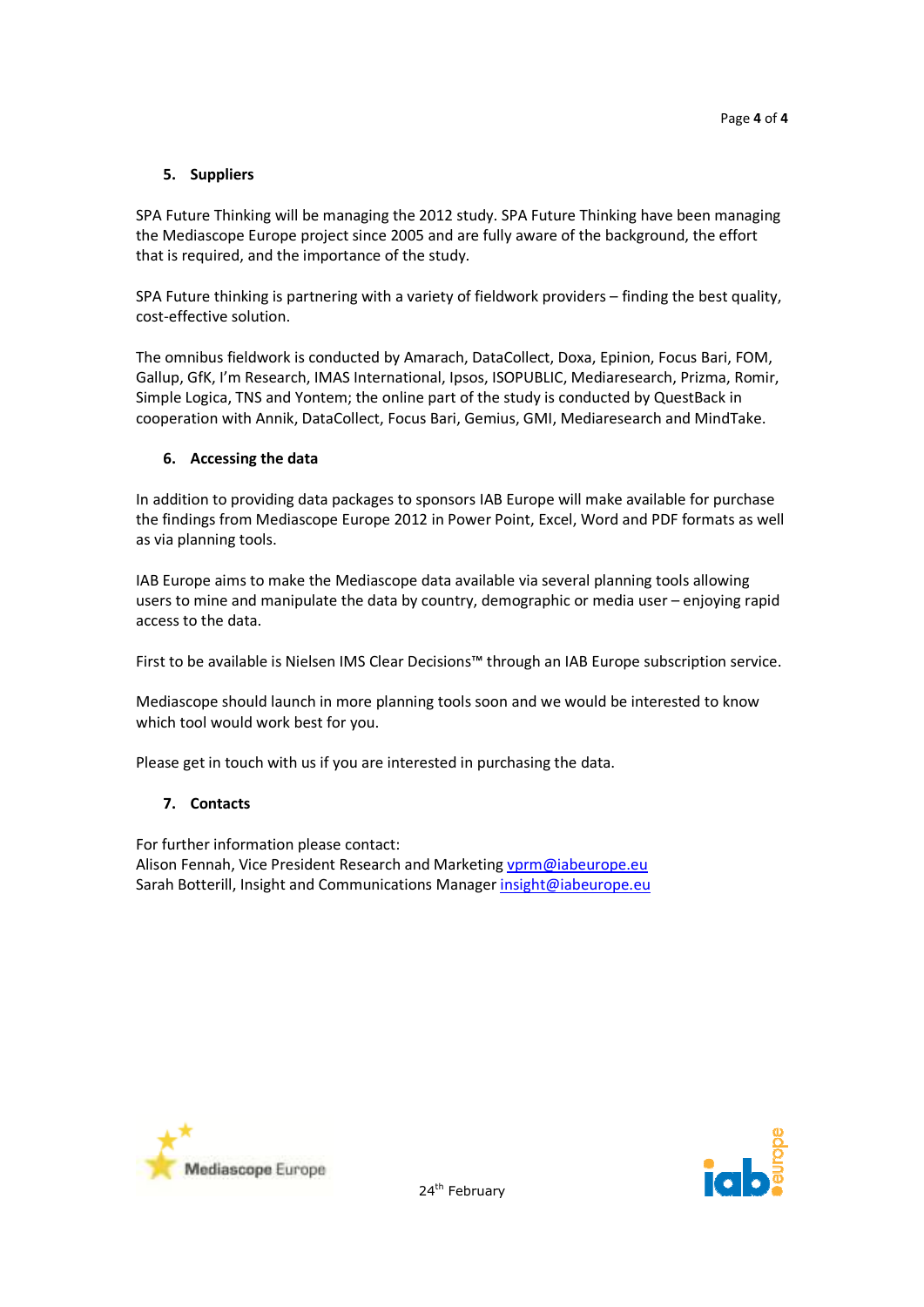## 5. Suppliers

SPA Future Thinking will be managing the 2012 study. SPA Future Thinking have been managing the Mediascope Europe project since 2005 and are fully aware of the background, the effort that is required, and the importance of the study.

SPA Future thinking is partnering with a variety of fieldwork providers – finding the best quality, cost-effective solution.

The omnibus fieldwork is conducted by Amarach, DataCollect, Doxa, Epinion, Focus Bari, FOM, Gallup, GfK, I'm Research, IMAS International, Ipsos, ISOPUBLIC, Mediaresearch, Prizma, Romir, Simple Logica, TNS and Yontem; the online part of the study is conducted by QuestBack in cooperation with Annik, DataCollect, Focus Bari, Gemius, GMI, Mediaresearch and MindTake.

## 6. Accessing the data

In addition to providing data packages to sponsors IAB Europe will make available for purchase the findings from Mediascope Europe 2012 in Power Point, Excel, Word and PDF formats as well as via planning tools.

IAB Europe aims to make the Mediascope data available via several planning tools allowing users to mine and manipulate the data by country, demographic or media user – enjoying rapid access to the data.

First to be available is Nielsen IMS Clear Decisions™ through an IAB Europe subscription service.

Mediascope should launch in more planning tools soon and we would be interested to know which tool would work best for you.

Please get in touch with us if you are interested in purchasing the data.

## 7. Contacts

For further information please contact:
Alison Fennah, Vice President Research and Marketing vprm@iabeurope.eu
Sarah Botterill, Insight and Communications Manager insight@iabeurope.eu

Mediascope Europe

24th February

iab europe